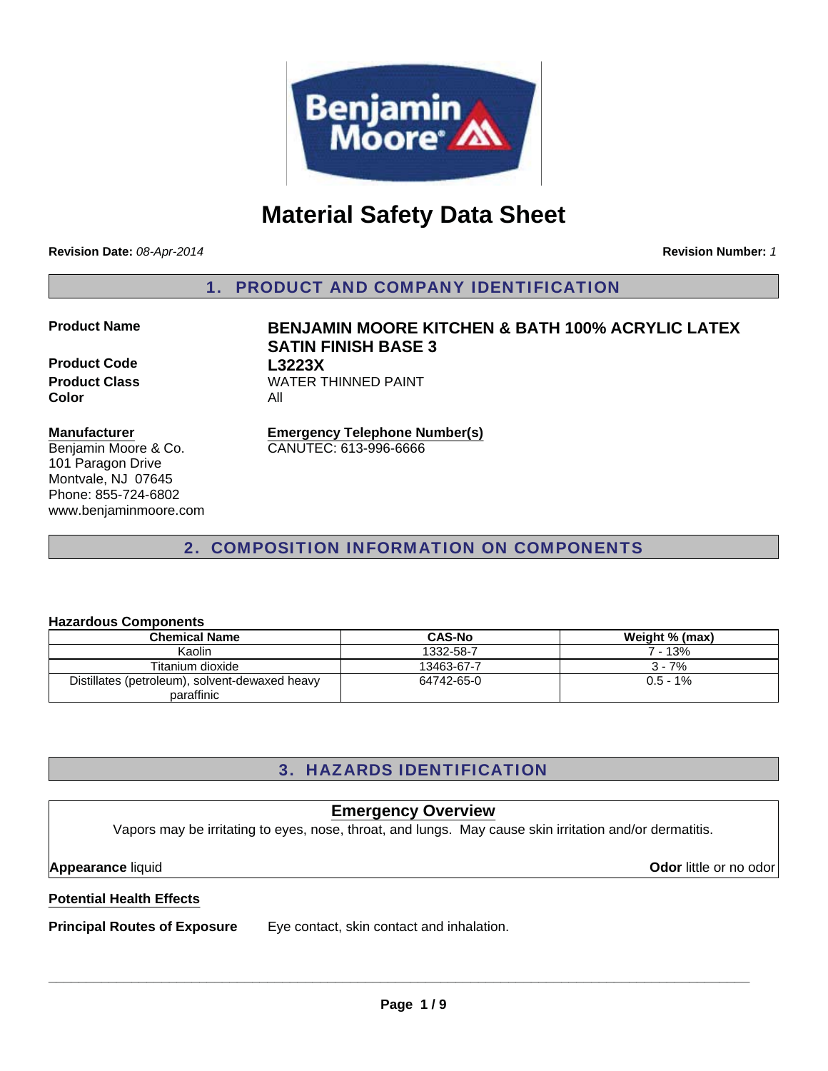# Material Safety Data Sheet

**Revision Date:** *08-Apr-2014* **Revision Number:** *1*

## 1. PRODUCT AND COMPANY IDENTIFICATION

**Product Name** **BENJAMIN MOORE KITCHEN & BATH 100% ACRYLIC LATEX SATIN FINISH BASE 3**

**Product Code** **L3223X**

**Product Class** WATER THINNED PAINT

**Color** All

**Manufacturer**
Benjamin Moore & Co.
101 Paragon Drive
Montvale, NJ 07645
Phone: 855-724-6802
www.benjaminmoore.com

**Emergency Telephone Number(s)**
CANUTEC: 613-996-6666

## 2. COMPOSITION INFORMATION ON COMPONENTS

**Hazardous Components**

| Chemical Name | CAS-No | Weight % (max) |
|---|---|---|
| Kaolin | 1332-58-7 | 7 - 13% |
| Titanium dioxide | 13463-67-7 | 3 - 7% |
| Distillates (petroleum), solvent-dewaxed heavy paraffinic | 64742-65-0 | 0.5 - 1% |

## 3. HAZARDS IDENTIFICATION

### Emergency Overview

Vapors may be irritating to eyes, nose, throat, and lungs. May cause skin irritation and/or dermatitis.

**Appearance** liquid **Odor** little or no odor

**Potential Health Effects**

**Principal Routes of Exposure** Eye contact, skin contact and inhalation.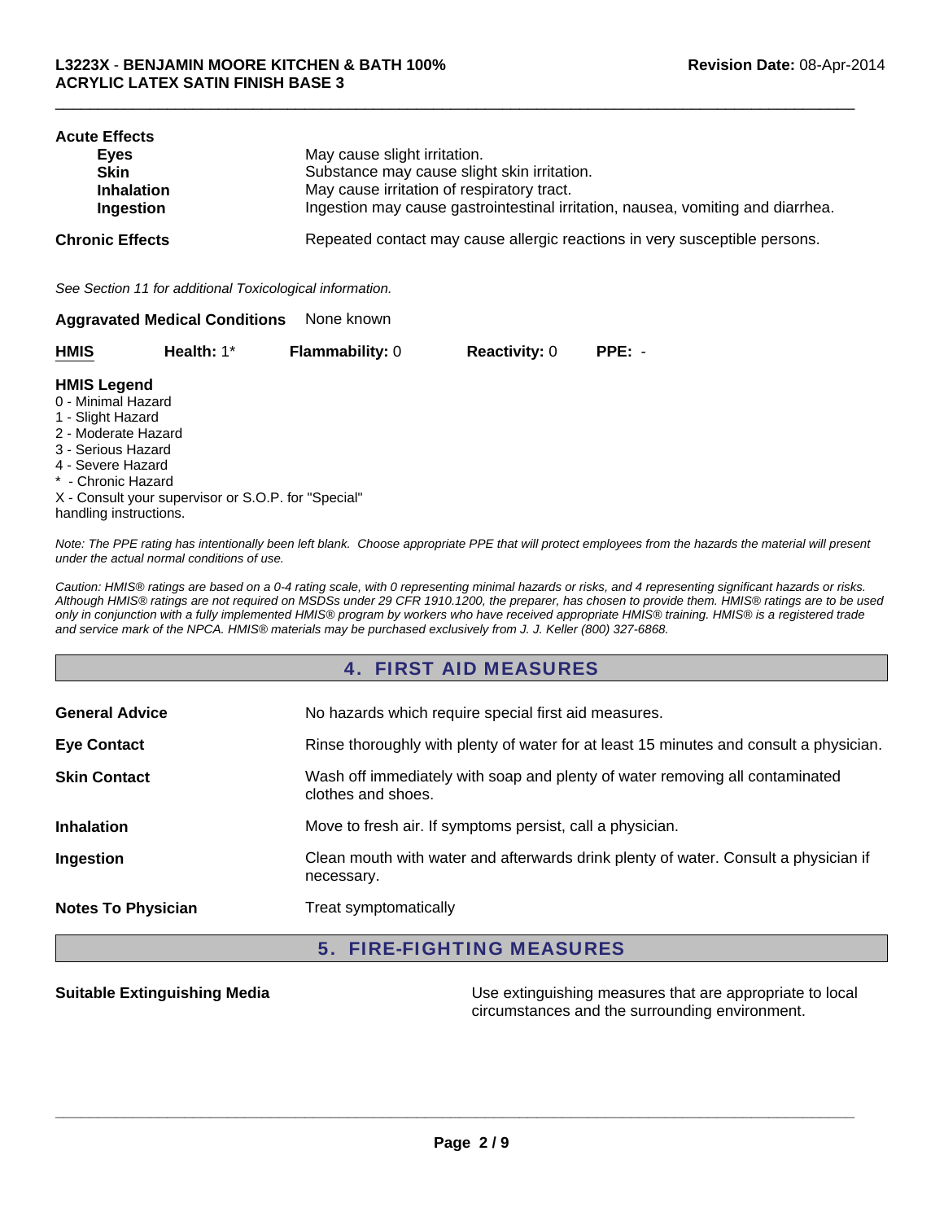**Acute Effects**

| | |
|---|---|
| **Eyes** | May cause slight irritation. |
| **Skin** | Substance may cause slight skin irritation. |
| **Inhalation** | May cause irritation of respiratory tract. |
| **Ingestion** | Ingestion may cause gastrointestinal irritation, nausea, vomiting and diarrhea. |

**Chronic Effects** Repeated contact may cause allergic reactions in very susceptible persons.

*See Section 11 for additional Toxicological information.*

**Aggravated Medical Conditions** None known

| **HMIS** | **Health:** 1* | **Flammability:** 0 | **Reactivity:** 0 | **PPE:** - |
|---|---|---|---|---|

**HMIS Legend**

0 - Minimal Hazard
1 - Slight Hazard
2 - Moderate Hazard
3 - Serious Hazard
4 - Severe Hazard
* - Chronic Hazard
X - Consult your supervisor or S.O.P. for "Special" handling instructions.

*Note: The PPE rating has intentionally been left blank. Choose appropriate PPE that will protect employees from the hazards the material will present under the actual normal conditions of use.*

*Caution: HMIS® ratings are based on a 0-4 rating scale, with 0 representing minimal hazards or risks, and 4 representing significant hazards or risks. Although HMIS® ratings are not required on MSDSs under 29 CFR 1910.1200, the preparer, has chosen to provide them. HMIS® ratings are to be used only in conjunction with a fully implemented HMIS® program by workers who have received appropriate HMIS® training. HMIS® is a registered trade and service mark of the NPCA. HMIS® materials may be purchased exclusively from J. J. Keller (800) 327-6868.*

## 4. FIRST AID MEASURES

| | |
|---|---|
| **General Advice** | No hazards which require special first aid measures. |
| **Eye Contact** | Rinse thoroughly with plenty of water for at least 15 minutes and consult a physician. |
| **Skin Contact** | Wash off immediately with soap and plenty of water removing all contaminated clothes and shoes. |
| **Inhalation** | Move to fresh air. If symptoms persist, call a physician. |
| **Ingestion** | Clean mouth with water and afterwards drink plenty of water. Consult a physician if necessary. |
| **Notes To Physician** | Treat symptomatically |

## 5. FIRE-FIGHTING MEASURES

**Suitable Extinguishing Media** Use extinguishing measures that are appropriate to local circumstances and the surrounding environment.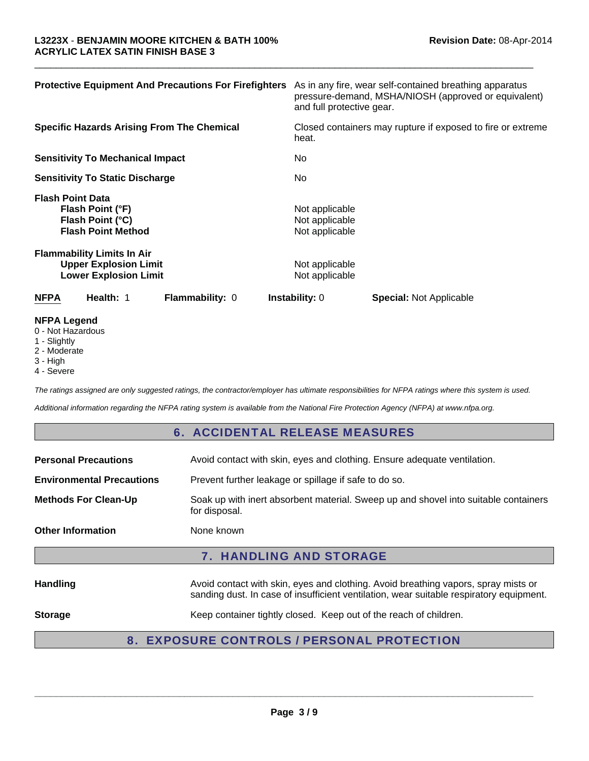**Protective Equipment And Precautions For Firefighters** As in any fire, wear self-contained breathing apparatus pressure-demand, MSHA/NIOSH (approved or equivalent) and full protective gear.

**Specific Hazards Arising From The Chemical** Closed containers may rupture if exposed to fire or extreme heat.

**Sensitivity To Mechanical Impact** No

**Sensitivity To Static Discharge** No

**Flash Point Data**

| | |
|---|---|
| **Flash Point (°F)** | Not applicable |
| **Flash Point (°C)** | Not applicable |
| **Flash Point Method** | Not applicable |

**Flammability Limits In Air**

| | |
|---|---|
| **Upper Explosion Limit** | Not applicable |
| **Lower Explosion Limit** | Not applicable |

| **NFPA** | **Health:** 1 | **Flammability:** 0 | **Instability:** 0 | **Special:** Not Applicable |
|---|---|---|---|---|

**NFPA Legend**

0 - Not Hazardous
1 - Slightly
2 - Moderate
3 - High
4 - Severe

*The ratings assigned are only suggested ratings, the contractor/employer has ultimate responsibilities for NFPA ratings where this system is used.*

*Additional information regarding the NFPA rating system is available from the National Fire Protection Agency (NFPA) at www.nfpa.org.*

## 6. ACCIDENTAL RELEASE MEASURES

| | |
|---|---|
| **Personal Precautions** | Avoid contact with skin, eyes and clothing. Ensure adequate ventilation. |
| **Environmental Precautions** | Prevent further leakage or spillage if safe to do so. |
| **Methods For Clean-Up** | Soak up with inert absorbent material. Sweep up and shovel into suitable containers for disposal. |
| **Other Information** | None known |

## 7. HANDLING AND STORAGE

| | |
|---|---|
| **Handling** | Avoid contact with skin, eyes and clothing. Avoid breathing vapors, spray mists or sanding dust. In case of insufficient ventilation, wear suitable respiratory equipment. |
| **Storage** | Keep container tightly closed. Keep out of the reach of children. |

## 8. EXPOSURE CONTROLS / PERSONAL PROTECTION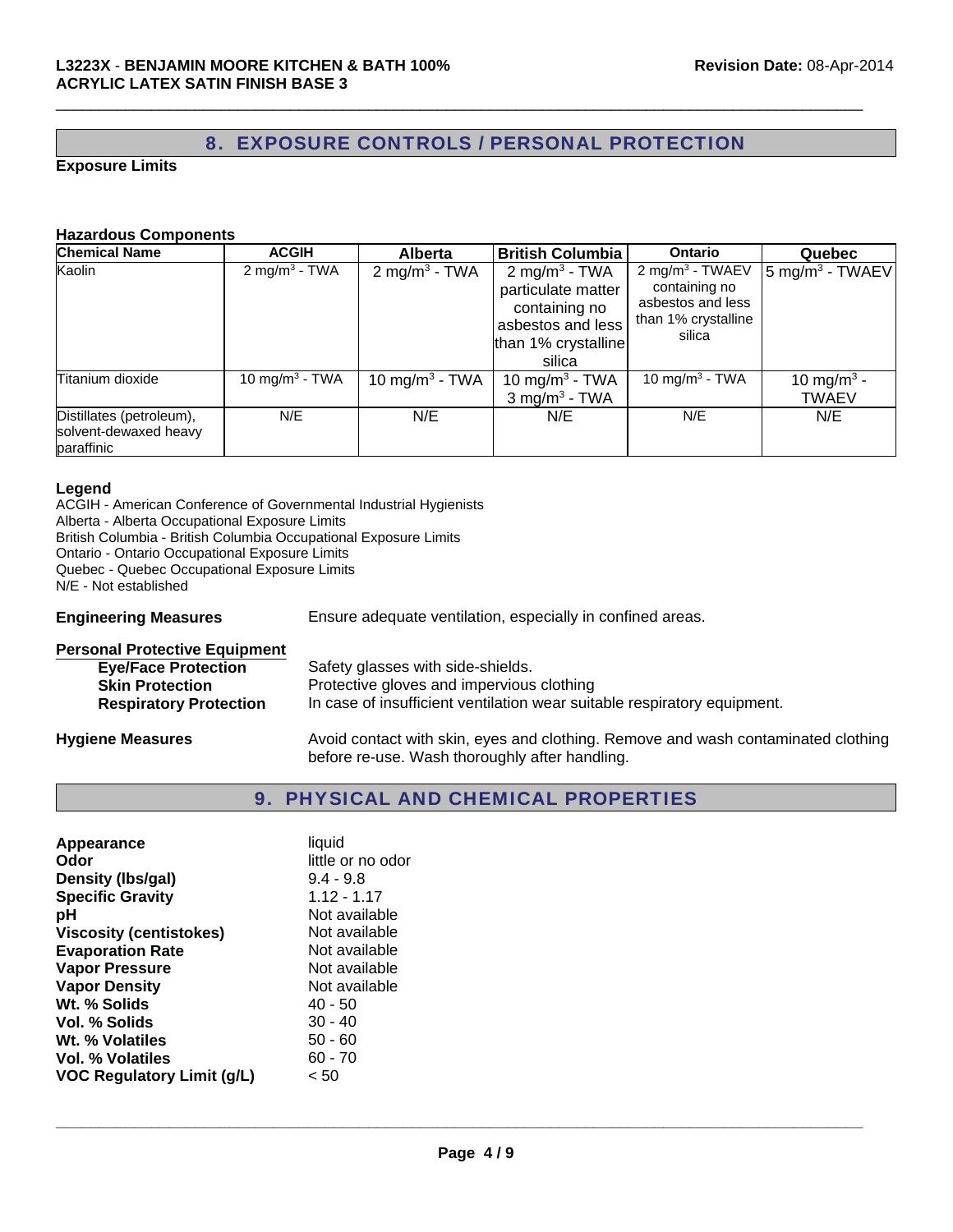## 8. EXPOSURE CONTROLS / PERSONAL PROTECTION

**Exposure Limits**

**Hazardous Components**

| Chemical Name | ACGIH | Alberta | British Columbia | Ontario | Quebec |
|---|---|---|---|---|---|
| Kaolin | 2 $mg/m^3$ - TWA | 2 $mg/m^3$ - TWA | 2 $mg/m^3$ - TWA particulate matter containing no asbestos and less than 1% crystalline silica | 2 $mg/m^3$ - TWAEV containing no asbestos and less than 1% crystalline silica | 5 $mg/m^3$ - TWAEV |
| Titanium dioxide | 10 $mg/m^3$ - TWA | 10 $mg/m^3$ - TWA | 10 $mg/m^3$ - TWA 3 $mg/m^3$ - TWA | 10 $mg/m^3$ - TWA | 10 $mg/m^3$ - TWAEV |
| Distillates (petroleum), solvent-dewaxed heavy paraffinic | N/E | N/E | N/E | N/E | N/E |

**Legend**

ACGIH - American Conference of Governmental Industrial Hygienists
Alberta - Alberta Occupational Exposure Limits
British Columbia - British Columbia Occupational Exposure Limits
Ontario - Ontario Occupational Exposure Limits
Quebec - Quebec Occupational Exposure Limits
N/E - Not established

**Engineering Measures** Ensure adequate ventilation, especially in confined areas.

**Personal Protective Equipment**

- **Eye/Face Protection** Safety glasses with side-shields.
- **Skin Protection** Protective gloves and impervious clothing
- **Respiratory Protection** In case of insufficient ventilation wear suitable respiratory equipment.

**Hygiene Measures** Avoid contact with skin, eyes and clothing. Remove and wash contaminated clothing before re-use. Wash thoroughly after handling.

## 9. PHYSICAL AND CHEMICAL PROPERTIES

| | |
|---|---|
| **Appearance** | liquid |
| **Odor** | little or no odor |
| **Density (lbs/gal)** | 9.4 - 9.8 |
| **Specific Gravity** | 1.12 - 1.17 |
| **pH** | Not available |
| **Viscosity (centistokes)** | Not available |
| **Evaporation Rate** | Not available |
| **Vapor Pressure** | Not available |
| **Vapor Density** | Not available |
| **Wt. % Solids** | 40 - 50 |
| **Vol. % Solids** | 30 - 40 |
| **Wt. % Volatiles** | 50 - 60 |
| **Vol. % Volatiles** | 60 - 70 |
| **VOC Regulatory Limit (g/L)** | < 50 |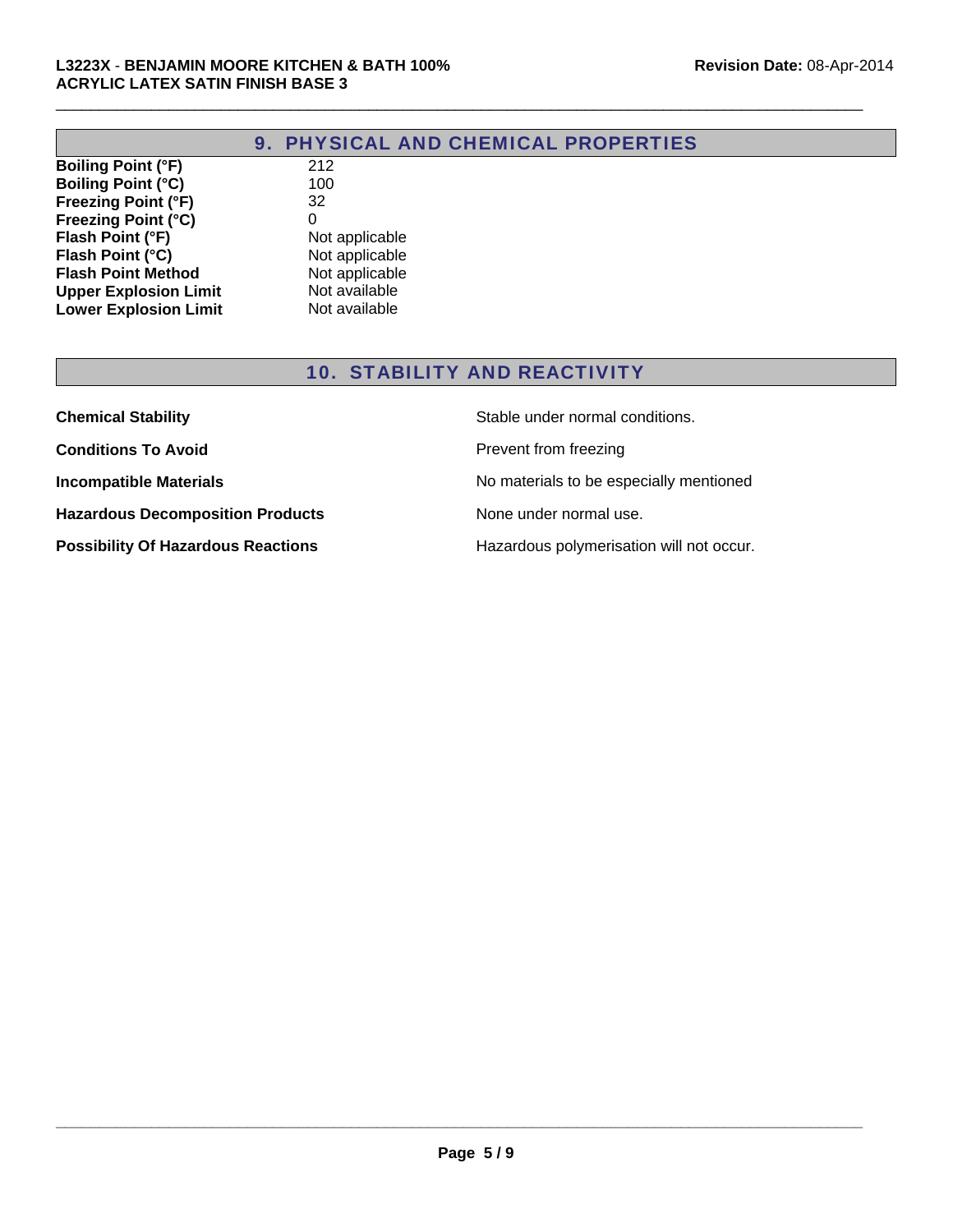## 9. PHYSICAL AND CHEMICAL PROPERTIES

| | |
|---|---|
| **Boiling Point (°F)** | 212 |
| **Boiling Point (°C)** | 100 |
| **Freezing Point (°F)** | 32 |
| **Freezing Point (°C)** | 0 |
| **Flash Point (°F)** | Not applicable |
| **Flash Point (°C)** | Not applicable |
| **Flash Point Method** | Not applicable |
| **Upper Explosion Limit** | Not available |
| **Lower Explosion Limit** | Not available |

## 10. STABILITY AND REACTIVITY

| | |
|---|---|
| **Chemical Stability** | Stable under normal conditions. |
| **Conditions To Avoid** | Prevent from freezing |
| **Incompatible Materials** | No materials to be especially mentioned |
| **Hazardous Decomposition Products** | None under normal use. |
| **Possibility Of Hazardous Reactions** | Hazardous polymerisation will not occur. |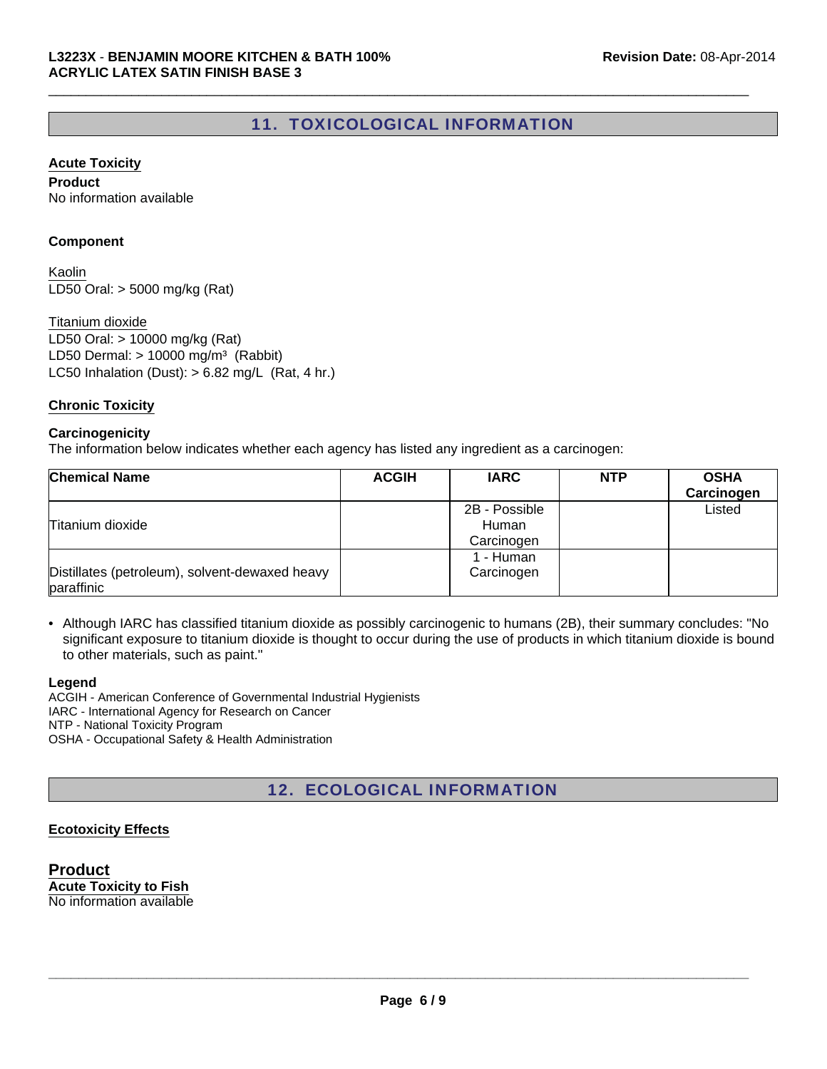## 11. TOXICOLOGICAL INFORMATION

**Acute Toxicity**

**Product**
No information available

**Component**

Kaolin
LD50 Oral: > 5000 mg/kg (Rat)

Titanium dioxide
LD50 Oral: > 10000 mg/kg (Rat)
LD50 Dermal: > 10000 mg/m³ (Rabbit)
LC50 Inhalation (Dust): > 6.82 mg/L (Rat, 4 hr.)

**Chronic Toxicity**

**Carcinogenicity**
The information below indicates whether each agency has listed any ingredient as a carcinogen:

| Chemical Name | ACGIH | IARC | NTP | OSHA Carcinogen |
|---|---|---|---|---|
| Titanium dioxide | | 2B - Possible Human Carcinogen | | Listed |
| Distillates (petroleum), solvent-dewaxed heavy paraffinic | | 1 - Human Carcinogen | | |

- Although IARC has classified titanium dioxide as possibly carcinogenic to humans (2B), their summary concludes: "No significant exposure to titanium dioxide is thought to occur during the use of products in which titanium dioxide is bound to other materials, such as paint."

**Legend**
ACGIH - American Conference of Governmental Industrial Hygienists
IARC - International Agency for Research on Cancer
NTP - National Toxicity Program
OSHA - Occupational Safety & Health Administration

## 12. ECOLOGICAL INFORMATION

**Ecotoxicity Effects**

**Product**
**Acute Toxicity to Fish**
No information available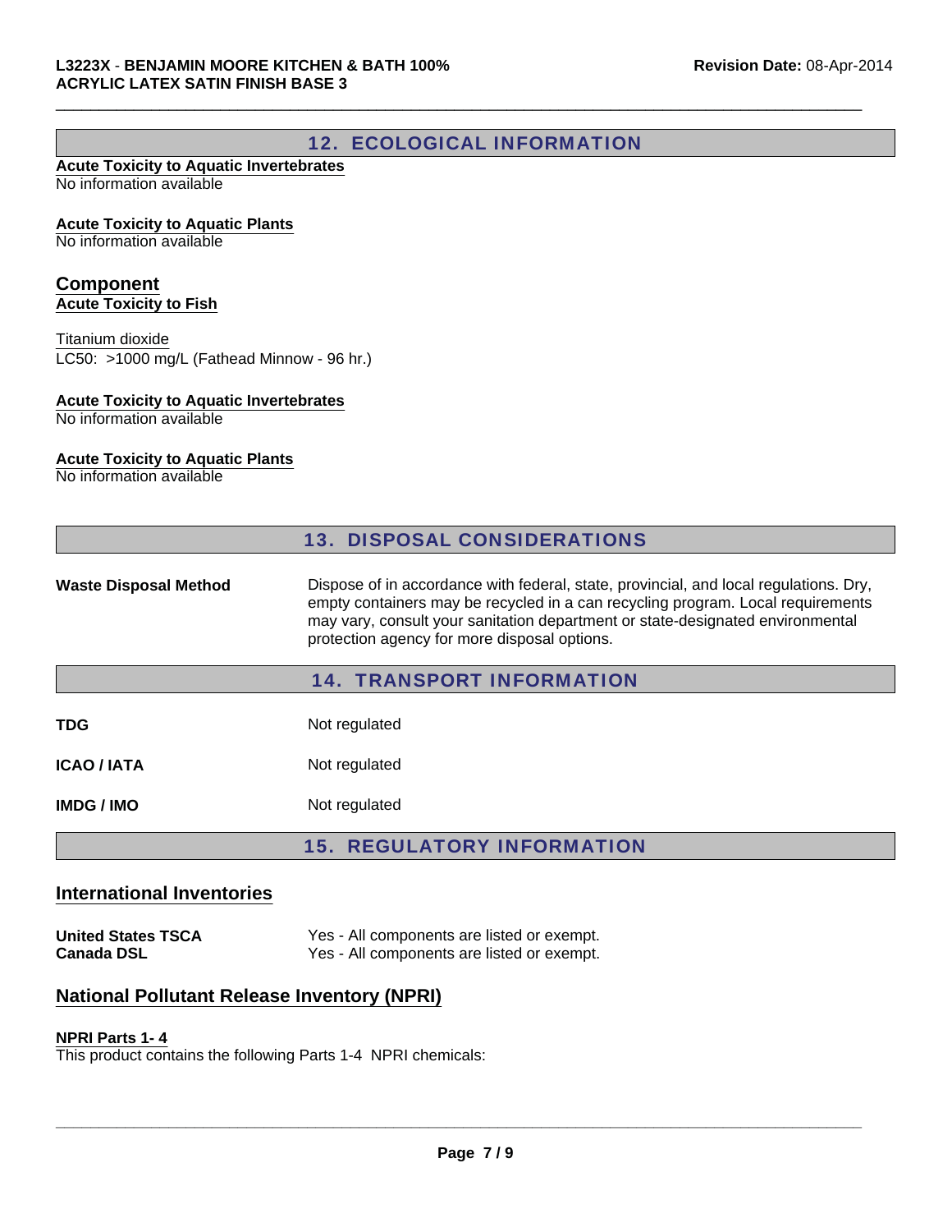## 12. ECOLOGICAL INFORMATION

**Acute Toxicity to Aquatic Invertebrates**
No information available

**Acute Toxicity to Aquatic Plants**
No information available

### Component

**Acute Toxicity to Fish**

Titanium dioxide
LC50: >1000 mg/L (Fathead Minnow - 96 hr.)

**Acute Toxicity to Aquatic Invertebrates**
No information available

**Acute Toxicity to Aquatic Plants**
No information available

## 13. DISPOSAL CONSIDERATIONS

| | |
|---|---|
| **Waste Disposal Method** | Dispose of in accordance with federal, state, provincial, and local regulations. Dry, empty containers may be recycled in a can recycling program. Local requirements may vary, consult your sanitation department or state-designated environmental protection agency for more disposal options. |

## 14. TRANSPORT INFORMATION

| | |
|---|---|
| **TDG** | Not regulated |
| **ICAO / IATA** | Not regulated |
| **IMDG / IMO** | Not regulated |

## 15. REGULATORY INFORMATION

### International Inventories

| | |
|---|---|
| **United States TSCA** | Yes - All components are listed or exempt. |
| **Canada DSL** | Yes - All components are listed or exempt. |

### National Pollutant Release Inventory (NPRI)

**NPRI Parts 1- 4**
This product contains the following Parts 1-4 NPRI chemicals: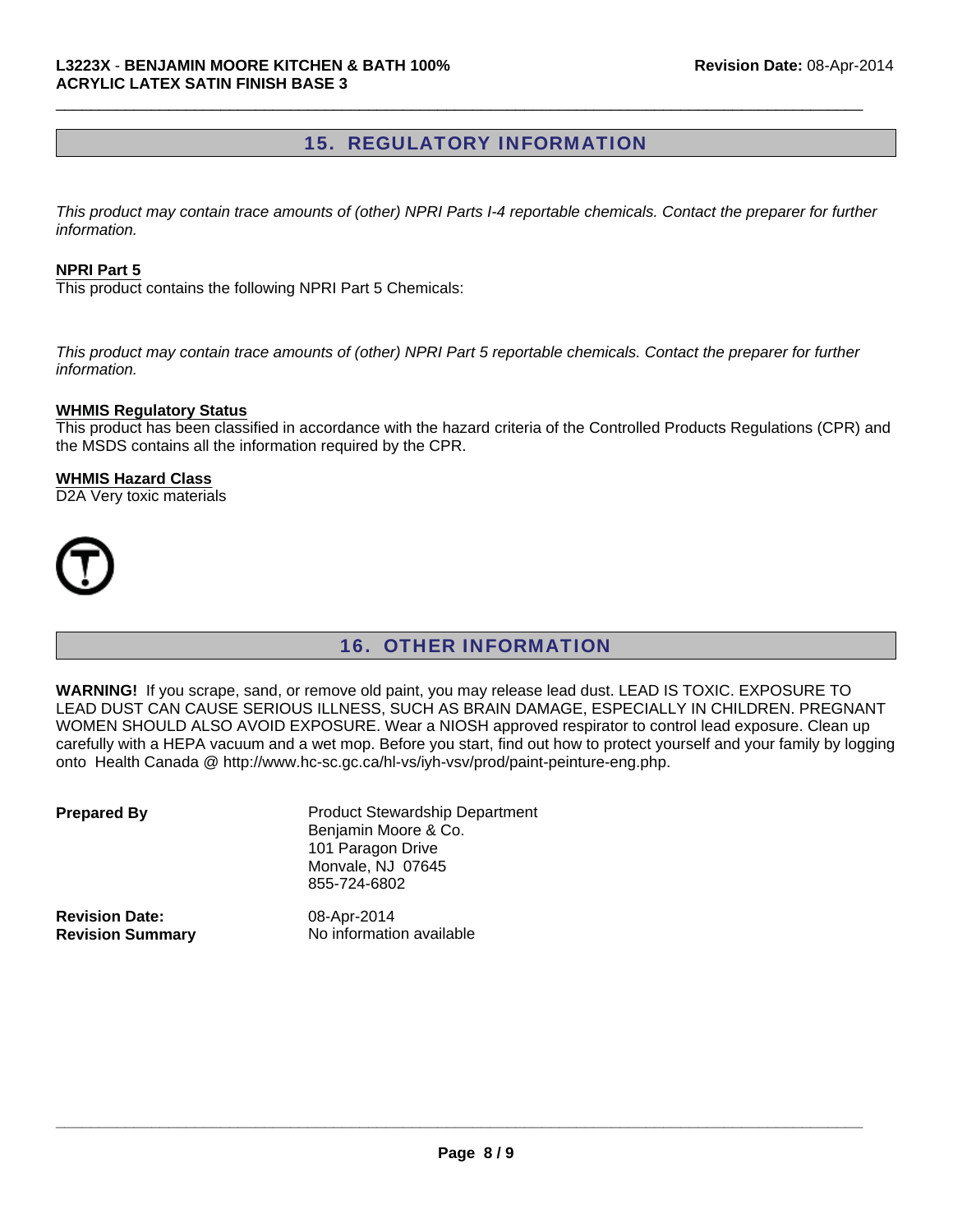## 15. REGULATORY INFORMATION

*This product may contain trace amounts of (other) NPRI Parts I-4 reportable chemicals. Contact the preparer for further information.*

**NPRI Part 5**

This product contains the following NPRI Part 5 Chemicals:

*This product may contain trace amounts of (other) NPRI Part 5 reportable chemicals. Contact the preparer for further information.*

**WHMIS Regulatory Status**

This product has been classified in accordance with the hazard criteria of the Controlled Products Regulations (CPR) and the MSDS contains all the information required by the CPR.

**WHMIS Hazard Class**

D2A Very toxic materials

## 16. OTHER INFORMATION

**WARNING!** If you scrape, sand, or remove old paint, you may release lead dust. LEAD IS TOXIC. EXPOSURE TO LEAD DUST CAN CAUSE SERIOUS ILLNESS, SUCH AS BRAIN DAMAGE, ESPECIALLY IN CHILDREN. PREGNANT WOMEN SHOULD ALSO AVOID EXPOSURE. Wear a NIOSH approved respirator to control lead exposure. Clean up carefully with a HEPA vacuum and a wet mop. Before you start, find out how to protect yourself and your family by logging onto Health Canada @ http://www.hc-sc.gc.ca/hl-vs/iyh-vsv/prod/paint-peinture-eng.php.

**Prepared By**

Product Stewardship Department
Benjamin Moore & Co.
101 Paragon Drive
Monvale, NJ 07645
855-724-6802

**Revision Date:** 08-Apr-2014

**Revision Summary** No information available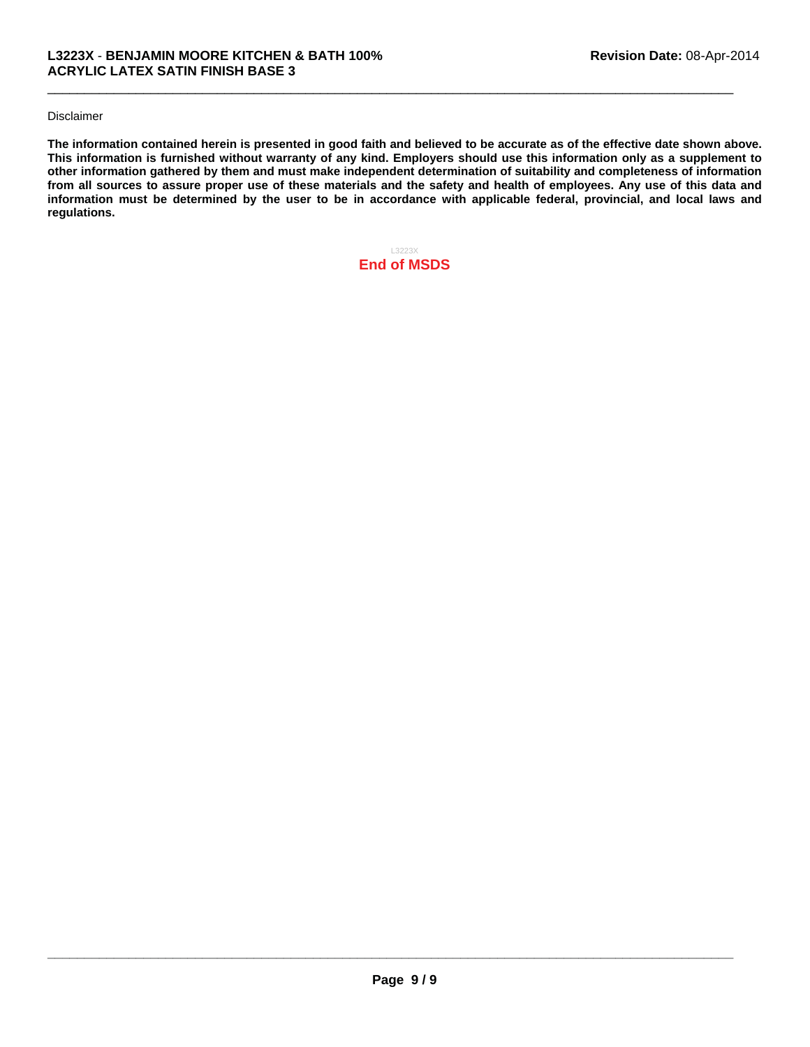Disclaimer

**The information contained herein is presented in good faith and believed to be accurate as of the effective date shown above. This information is furnished without warranty of any kind. Employers should use this information only as a supplement to other information gathered by them and must make independent determination of suitability and completeness of information from all sources to assure proper use of these materials and the safety and health of employees. Any use of this data and information must be determined by the user to be in accordance with applicable federal, provincial, and local laws and regulations.**

L3223X

**End of MSDS**